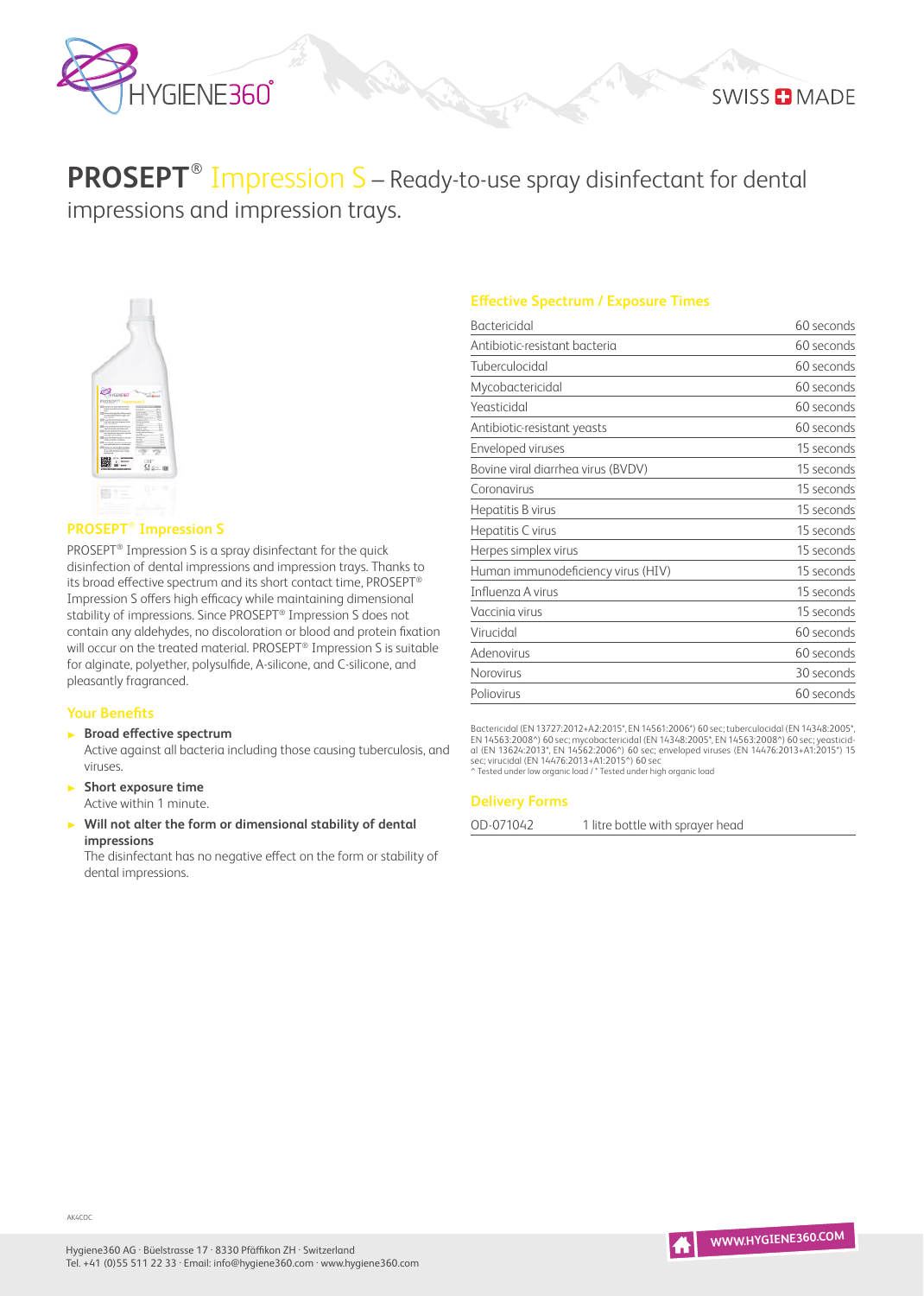# PROSEPT® Impression S – Ready-to-use spray disinfectant for dental impressions and impression trays.

## PROSEPT® Impression S

PROSEPT® Impression S is a spray disinfectant for the quick disinfection of dental impressions and impression trays. Thanks to its broad effective spectrum and its short contact time, PROSEPT® Impression S offers high efficacy while maintaining dimensional stability of impressions. Since PROSEPT® Impression S does not contain any aldehydes, no discoloration or blood and protein fixation will occur on the treated material. PROSEPT® Impression S is suitable for alginate, polyether, polysulfide, A-silicone, and C-silicone, and pleasantly fragranced.

## Your Benefits

- **Broad effective spectrum**
  Active against all bacteria including those causing tuberculosis, and viruses.
- **Short exposure time**
  Active within 1 minute.
- **Will not alter the form or dimensional stability of dental impressions**
  The disinfectant has no negative effect on the form or stability of dental impressions.

## Effective Spectrum / Exposure Times

| | |
|---|---|
| Bactericidal | 60 seconds |
| Antibiotic-resistant bacteria | 60 seconds |
| Tuberculocidal | 60 seconds |
| Mycobactericidal | 60 seconds |
| Yeasticidal | 60 seconds |
| Antibiotic-resistant yeasts | 60 seconds |
| Enveloped viruses | 15 seconds |
| Bovine viral diarrhea virus (BVDV) | 15 seconds |
| Coronavirus | 15 seconds |
| Hepatitis B virus | 15 seconds |
| Hepatitis C virus | 15 seconds |
| Herpes simplex virus | 15 seconds |
| Human immunodeficiency virus (HIV) | 15 seconds |
| Influenza A virus | 15 seconds |
| Vaccinia virus | 15 seconds |
| Virucidal | 60 seconds |
| Adenovirus | 60 seconds |
| Norovirus | 30 seconds |
| Poliovirus | 60 seconds |

Bactericidal (EN 13727:2012+A2:2015*, EN 14561:2006^) 60 sec; tuberculocidal (EN 14348:2005*, EN 14563:2008^) 60 sec; mycobactericidal (EN 14348:2005*, EN 14563:2008^) 60 sec; yeasticidal (EN 13624:2013*, EN 14562:2006^) 60 sec; enveloped viruses (EN 14476:2013+A1:2015*) 15 sec; virucidal (EN 14476:2013+A1:2015^) 60 sec
^ Tested under low organic load / * Tested under high organic load

## Delivery Forms

| | |
|---|---|
| OD-071042 | 1 litre bottle with sprayer head |

AK4C0C

Hygiene360 AG · Büelstrasse 17 · 8330 Pfäffikon ZH · Switzerland
Tel. +41 (0)55 511 22 33 · Email: info@hygiene360.com · www.hygiene360.com

WWW.HYGIENE360.COM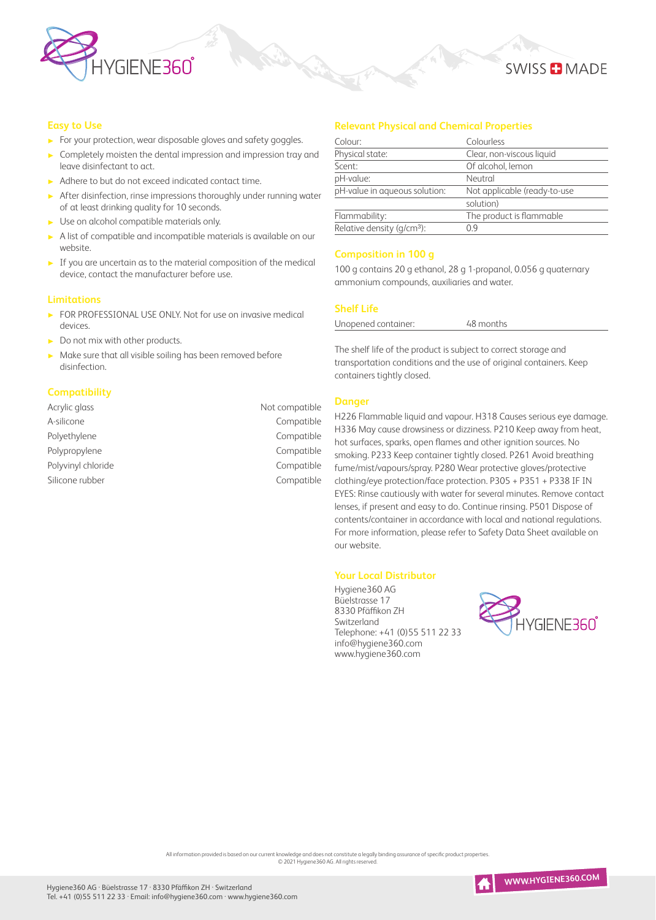## Easy to Use

- For your protection, wear disposable gloves and safety goggles.
- Completely moisten the dental impression and impression tray and leave disinfectant to act.
- Adhere to but do not exceed indicated contact time.
- After disinfection, rinse impressions thoroughly under running water of at least drinking quality for 10 seconds.
- Use on alcohol compatible materials only.
- A list of compatible and incompatible materials is available on our website.
- If you are uncertain as to the material composition of the medical device, contact the manufacturer before use.

## Limitations

- FOR PROFESSIONAL USE ONLY. Not for use on invasive medical devices.
- Do not mix with other products.
- Make sure that all visible soiling has been removed before disinfection.

## Compatibility

| | |
|---|---|
| Acrylic glass | Not compatible |
| A-silicone | Compatible |
| Polyethylene | Compatible |
| Polypropylene | Compatible |
| Polyvinyl chloride | Compatible |
| Silicone rubber | Compatible |

## Relevant Physical and Chemical Properties

| | |
|---|---|
| Colour: | Colourless |
| Physical state: | Clear, non-viscous liquid |
| Scent: | Of alcohol, lemon |
| pH-value: | Neutral |
| pH-value in aqueous solution: | Not applicable (ready-to-use solution) |
| Flammability: | The product is flammable |
| Relative density (g/cm³): | 0.9 |

## Composition in 100 g

100 g contains 20 g ethanol, 28 g 1-propanol, 0.056 g quaternary ammonium compounds, auxiliaries and water.

## Shelf Life

| | |
|---|---|
| Unopened container: | 48 months |

The shelf life of the product is subject to correct storage and transportation conditions and the use of original containers. Keep containers tightly closed.

## Danger

H226 Flammable liquid and vapour. H318 Causes serious eye damage. H336 May cause drowsiness or dizziness. P210 Keep away from heat, hot surfaces, sparks, open flames and other ignition sources. No smoking. P233 Keep container tightly closed. P261 Avoid breathing fume/mist/vapours/spray. P280 Wear protective gloves/protective clothing/eye protection/face protection. P305 + P351 + P338 IF IN EYES: Rinse cautiously with water for several minutes. Remove contact lenses, if present and easy to do. Continue rinsing. P501 Dispose of contents/container in accordance with local and national regulations. For more information, please refer to Safety Data Sheet available on our website.

## Your Local Distributor

Hygiene360 AG
Büelstrasse 17
8330 Pfäffikon ZH
Switzerland
Telephone: +41 (0)55 511 22 33
info@hygiene360.com
www.hygiene360.com

All information provided is based on our current knowledge and does not constitute a legally binding assurance of specific product properties.
© 2021 Hygiene360 AG. All rights reserved.